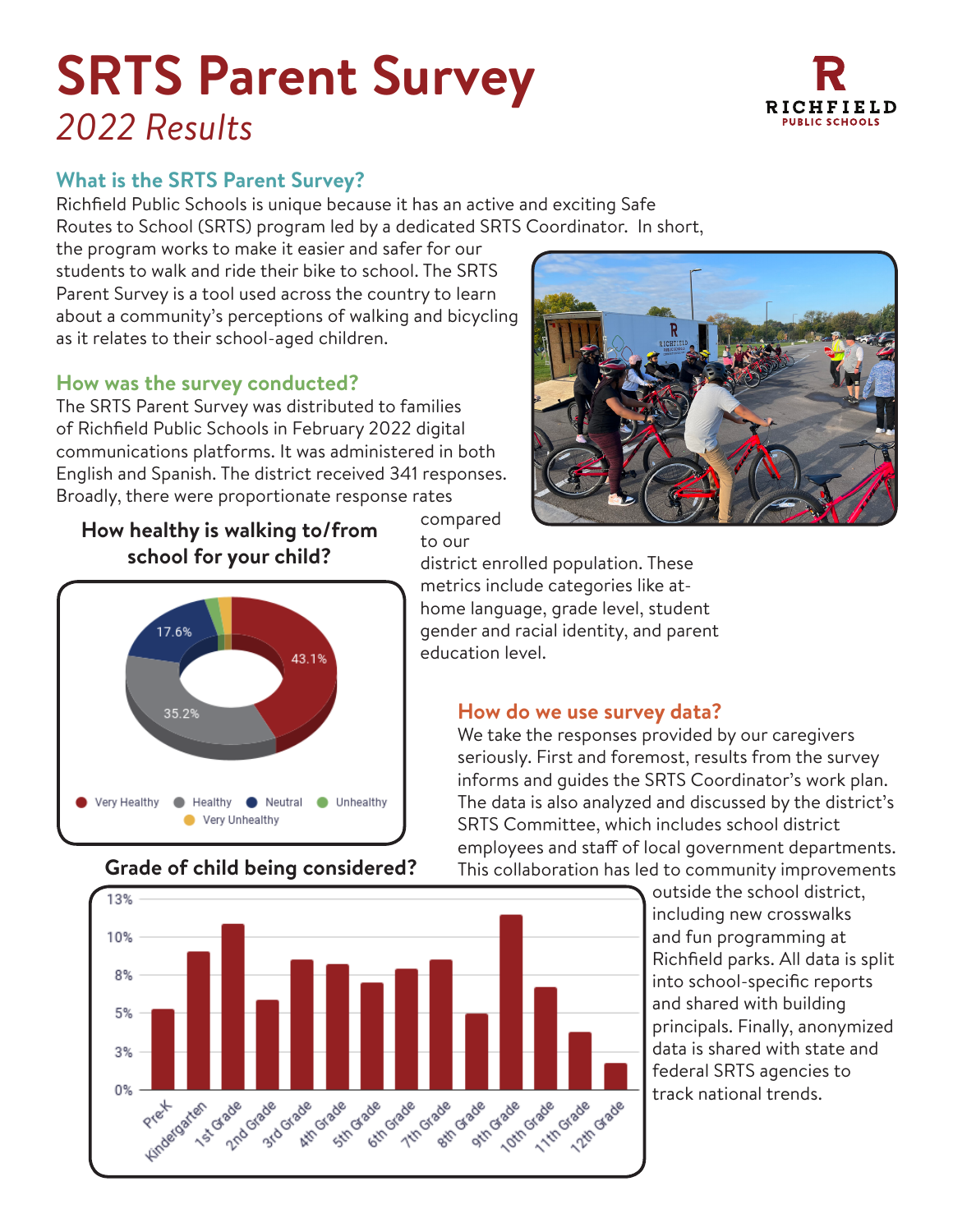# SRTS Parent Survey

*2022 Results*

RICHFIELD PUBLIC SCHOOLS

## What is the SRTS Parent Survey?

Richfield Public Schools is unique because it has an active and exciting Safe Routes to School (SRTS) program led by a dedicated SRTS Coordinator. In short, the program works to make it easier and safer for our students to walk and ride their bike to school. The SRTS Parent Survey is a tool used across the country to learn about a community's perceptions of walking and bicycling as it relates to their school-aged children.

## How was the survey conducted?

The SRTS Parent Survey was distributed to families of Richfield Public Schools in February 2022 digital communications platforms. It was administered in both English and Spanish. The district received 341 responses. Broadly, there were proportionate response rates compared to our district enrolled population. These metrics include categories like at-home language, grade level, student gender and racial identity, and parent education level.

### How healthy is walking to/from school for your child?

| Response | Percent |
| --- | --- |
| Very Healthy | 43.1% |
| Healthy | 35.2% |
| Neutral | 17.6% |
| Unhealthy | |
| Very Unhealthy | |

## How do we use survey data?

We take the responses provided by our caregivers seriously. First and foremost, results from the survey informs and guides the SRTS Coordinator's work plan. The data is also analyzed and discussed by the district's SRTS Committee, which includes school district employees and staff of local government departments. This collaboration has led to community improvements outside the school district, including new crosswalks and fun programming at Richfield parks. All data is split into school-specific reports and shared with building principals. Finally, anonymized data is shared with state and federal SRTS agencies to track national trends.

### Grade of child being considered?

Bar chart (y-axis: 0%, 3%, 5%, 8%, 10%, 13%) with categories: Pre-K, Kindergarten, 1st Grade, 2nd Grade, 3rd Grade, 4th Grade, 5th Grade, 6th Grade, 7th Grade, 8th Grade, 9th Grade, 10th Grade, 11th Grade, 12th Grade.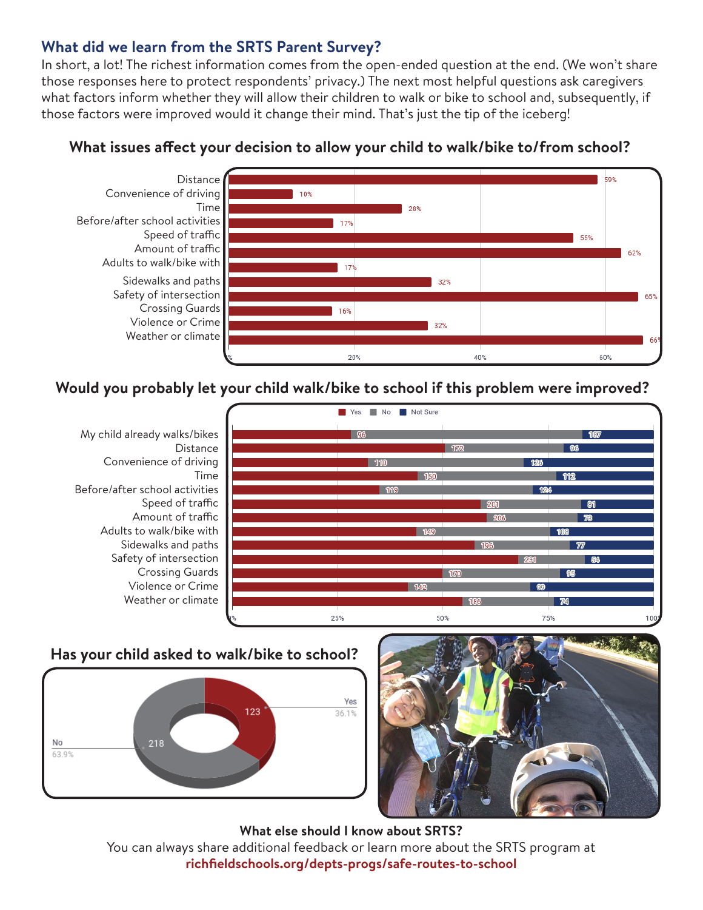## What did we learn from the SRTS Parent Survey?

In short, a lot! The richest information comes from the open-ended question at the end. (We won't share those responses here to protect respondents' privacy.) The next most helpful questions ask caregivers what factors inform whether they will allow their children to walk or bike to school and, subsequently, if those factors were improved would it change their mind. That's just the tip of the iceberg!

### What issues affect your decision to allow your child to walk/bike to/from school?

Distance 59%
Convenience of driving 10%
Time 28%
Before/after school activities 17%
Speed of traffic 55%
Amount of traffic 62%
Adults to walk/bike with 17%
Sidewalks and paths 32%
Safety of intersection 65%
Crossing Guards 16%
Violence or Crime 32%
Weather or climate 66%

0% 20% 40% 60%

### Would you probably let your child walk/bike to school if this problem were improved?

Yes No Not Sure

My child already walks/bikes 96 167
Distance 172 96
Convenience of driving 110 126
Time 150 112
Before/after school activities 119 124
Speed of traffic 201 81
Amount of traffic 206 73
Adults to walk/bike with 149 108
Sidewalks and paths 196 77
Safety of intersection 231 54
Crossing Guards 170 95
Violence or Crime 142 99
Weather or climate 186 74

0% 25% 50% 75% 100%

### Has your child asked to walk/bike to school?

Yes 123 36.1%
No 218 63.9%

**What else should I know about SRTS?**
You can always share additional feedback or learn more about the SRTS program at
**richfieldschools.org/depts-progs/safe-routes-to-school**